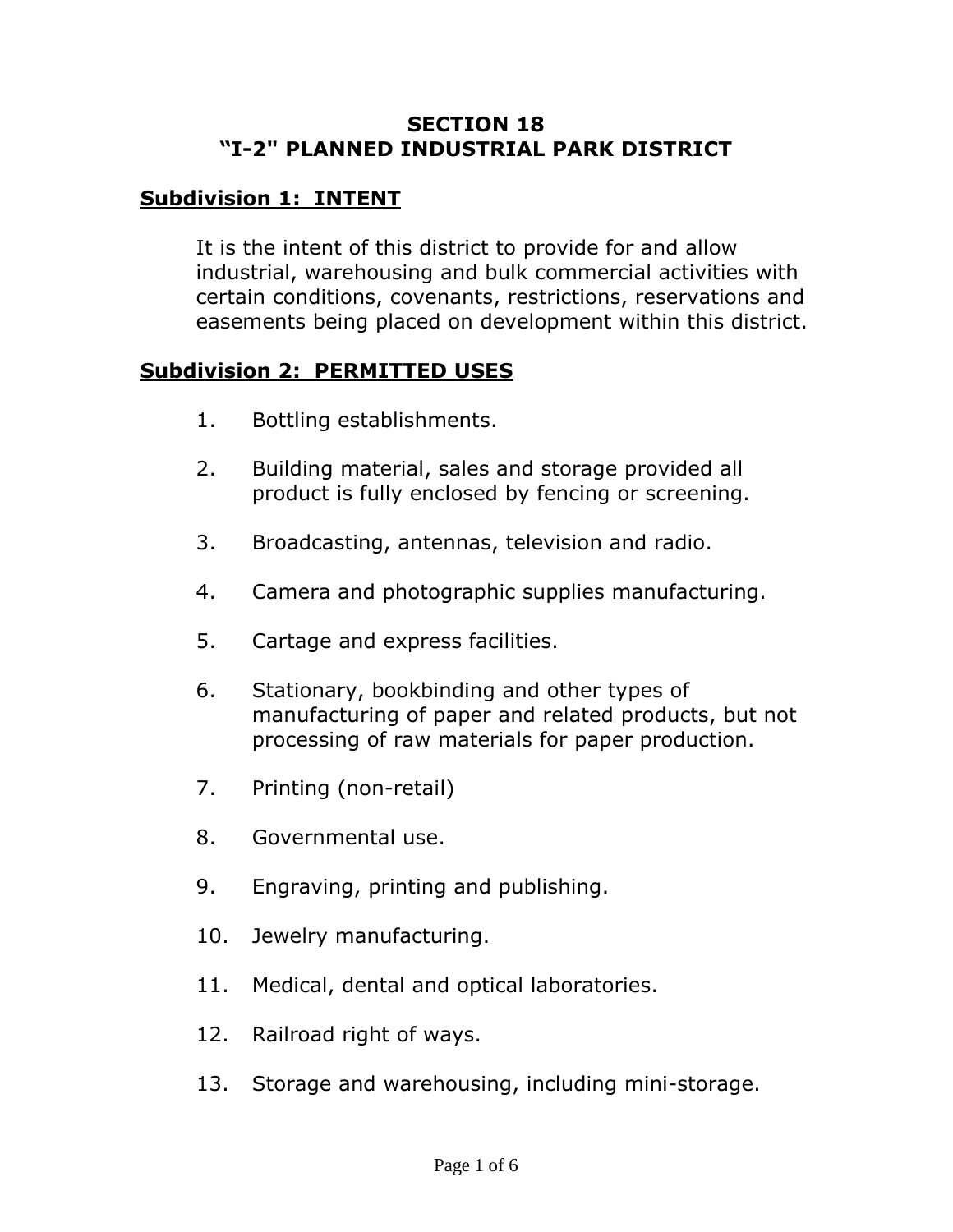# SECTION 18
# "I-2" PLANNED INDUSTRIAL PARK DISTRICT

## Subdivision 1: INTENT

It is the intent of this district to provide for and allow industrial, warehousing and bulk commercial activities with certain conditions, covenants, restrictions, reservations and easements being placed on development within this district.

## Subdivision 2: PERMITTED USES

1. Bottling establishments.

2. Building material, sales and storage provided all product is fully enclosed by fencing or screening.

3. Broadcasting, antennas, television and radio.

4. Camera and photographic supplies manufacturing.

5. Cartage and express facilities.

6. Stationary, bookbinding and other types of manufacturing of paper and related products, but not processing of raw materials for paper production.

7. Printing (non-retail)

8. Governmental use.

9. Engraving, printing and publishing.

10. Jewelry manufacturing.

11. Medical, dental and optical laboratories.

12. Railroad right of ways.

13. Storage and warehousing, including mini-storage.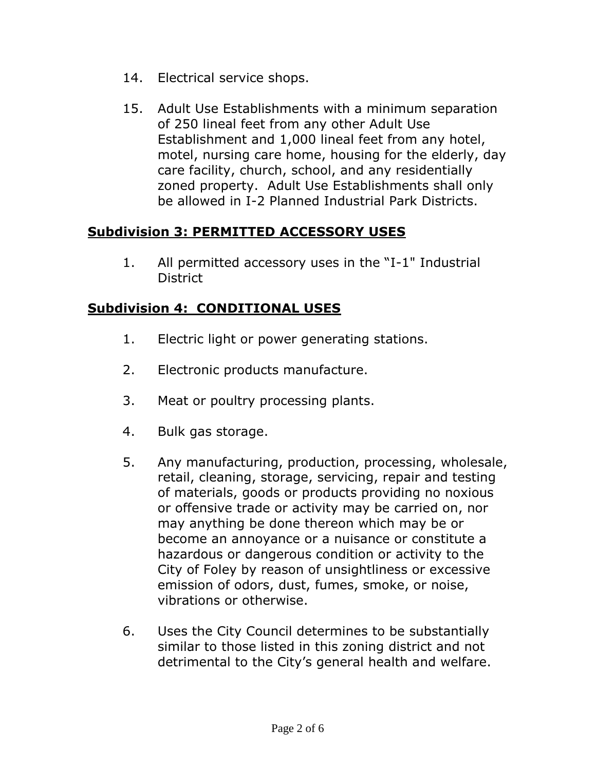14. Electrical service shops.

15. Adult Use Establishments with a minimum separation of 250 lineal feet from any other Adult Use Establishment and 1,000 lineal feet from any hotel, motel, nursing care home, housing for the elderly, day care facility, church, school, and any residentially zoned property. Adult Use Establishments shall only be allowed in I-2 Planned Industrial Park Districts.

## **Subdivision 3: PERMITTED ACCESSORY USES**

1. All permitted accessory uses in the "I-1" Industrial District

## **Subdivision 4: CONDITIONAL USES**

1. Electric light or power generating stations.

2. Electronic products manufacture.

3. Meat or poultry processing plants.

4. Bulk gas storage.

5. Any manufacturing, production, processing, wholesale, retail, cleaning, storage, servicing, repair and testing of materials, goods or products providing no noxious or offensive trade or activity may be carried on, nor may anything be done thereon which may be or become an annoyance or a nuisance or constitute a hazardous or dangerous condition or activity to the City of Foley by reason of unsightliness or excessive emission of odors, dust, fumes, smoke, or noise, vibrations or otherwise.

6. Uses the City Council determines to be substantially similar to those listed in this zoning district and not detrimental to the City's general health and welfare.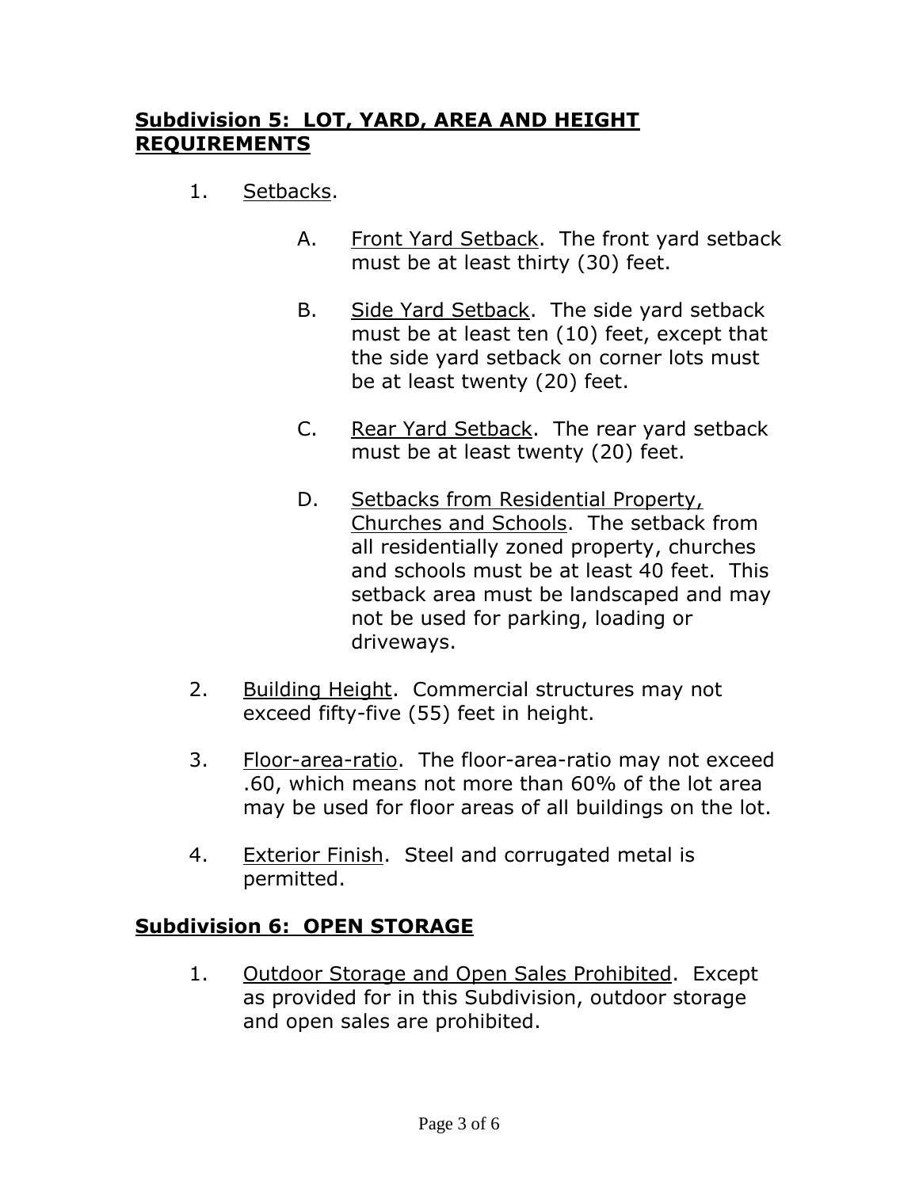## **Subdivision 5: LOT, YARD, AREA AND HEIGHT REQUIREMENTS**

1. Setbacks.

   A. Front Yard Setback. The front yard setback must be at least thirty (30) feet.

   B. Side Yard Setback. The side yard setback must be at least ten (10) feet, except that the side yard setback on corner lots must be at least twenty (20) feet.

   C. Rear Yard Setback. The rear yard setback must be at least twenty (20) feet.

   D. Setbacks from Residential Property, Churches and Schools. The setback from all residentially zoned property, churches and schools must be at least 40 feet. This setback area must be landscaped and may not be used for parking, loading or driveways.

2. Building Height. Commercial structures may not exceed fifty-five (55) feet in height.

3. Floor-area-ratio. The floor-area-ratio may not exceed .60, which means not more than 60% of the lot area may be used for floor areas of all buildings on the lot.

4. Exterior Finish. Steel and corrugated metal is permitted.

## **Subdivision 6: OPEN STORAGE**

1. Outdoor Storage and Open Sales Prohibited. Except as provided for in this Subdivision, outdoor storage and open sales are prohibited.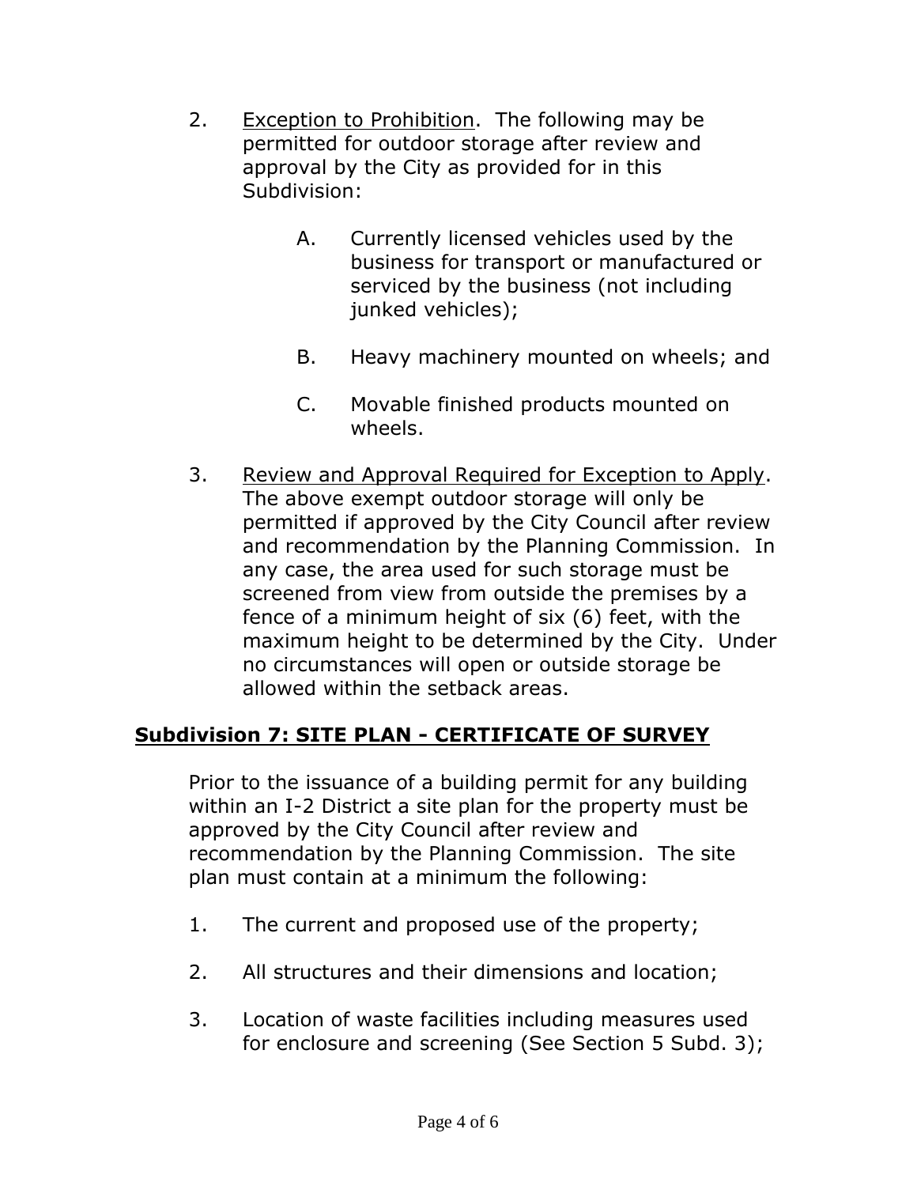2. <u>Exception to Prohibition</u>. The following may be permitted for outdoor storage after review and approval by the City as provided for in this Subdivision:

   A. Currently licensed vehicles used by the business for transport or manufactured or serviced by the business (not including junked vehicles);

   B. Heavy machinery mounted on wheels; and

   C. Movable finished products mounted on wheels.

3. <u>Review and Approval Required for Exception to Apply</u>. The above exempt outdoor storage will only be permitted if approved by the City Council after review and recommendation by the Planning Commission. In any case, the area used for such storage must be screened from view from outside the premises by a fence of a minimum height of six (6) feet, with the maximum height to be determined by the City. Under no circumstances will open or outside storage be allowed within the setback areas.

## **<u>Subdivision 7: SITE PLAN - CERTIFICATE OF SURVEY</u>**

Prior to the issuance of a building permit for any building within an I-2 District a site plan for the property must be approved by the City Council after review and recommendation by the Planning Commission. The site plan must contain at a minimum the following:

1. The current and proposed use of the property;

2. All structures and their dimensions and location;

3. Location of waste facilities including measures used for enclosure and screening (See Section 5 Subd. 3);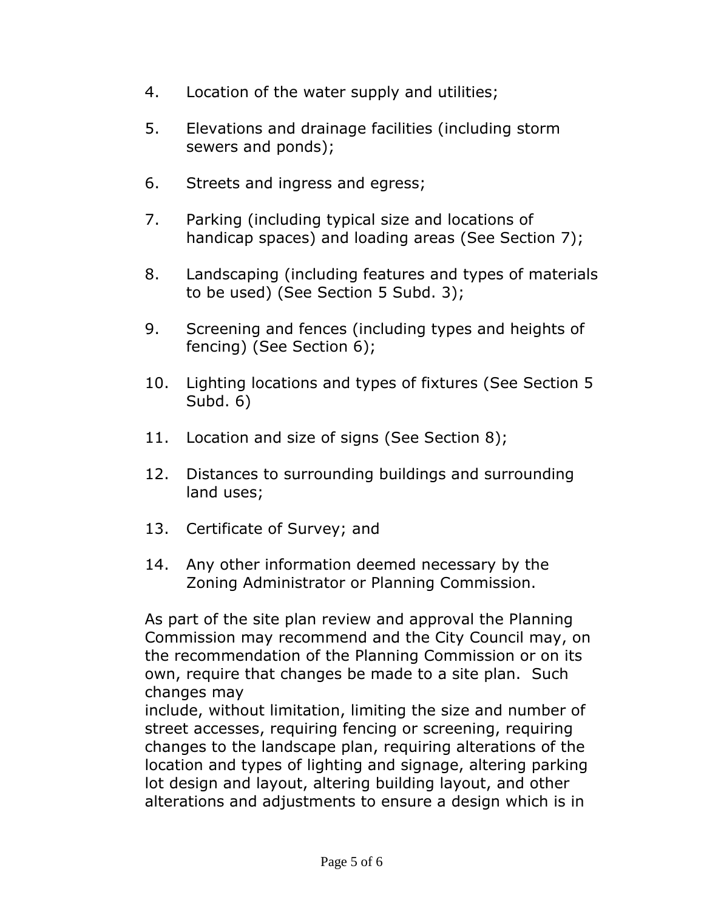4. Location of the water supply and utilities;

5. Elevations and drainage facilities (including storm sewers and ponds);

6. Streets and ingress and egress;

7. Parking (including typical size and locations of handicap spaces) and loading areas (See Section 7);

8. Landscaping (including features and types of materials to be used) (See Section 5 Subd. 3);

9. Screening and fences (including types and heights of fencing) (See Section 6);

10. Lighting locations and types of fixtures (See Section 5 Subd. 6)

11. Location and size of signs (See Section 8);

12. Distances to surrounding buildings and surrounding land uses;

13. Certificate of Survey; and

14. Any other information deemed necessary by the Zoning Administrator or Planning Commission.

As part of the site plan review and approval the Planning Commission may recommend and the City Council may, on the recommendation of the Planning Commission or on its own, require that changes be made to a site plan. Such changes may include, without limitation, limiting the size and number of street accesses, requiring fencing or screening, requiring changes to the landscape plan, requiring alterations of the location and types of lighting and signage, altering parking lot design and layout, altering building layout, and other alterations and adjustments to ensure a design which is in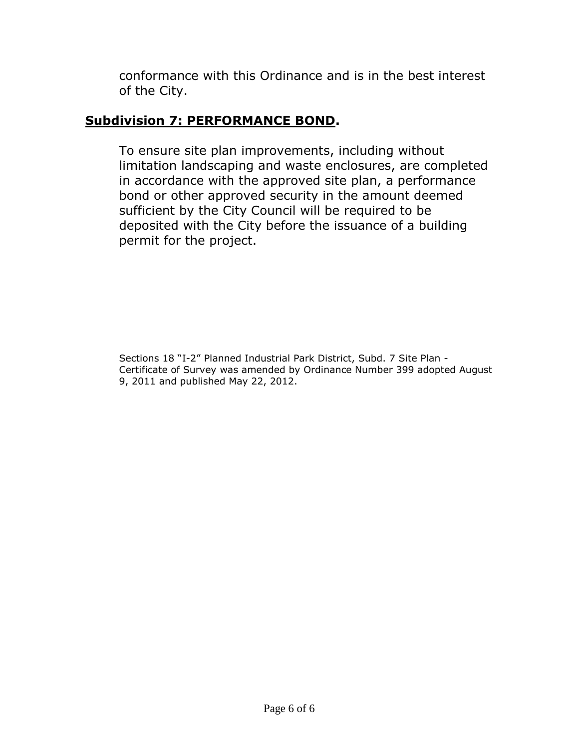conformance with this Ordinance and is in the best interest of the City.

## **Subdivision 7: PERFORMANCE BOND.**

To ensure site plan improvements, including without limitation landscaping and waste enclosures, are completed in accordance with the approved site plan, a performance bond or other approved security in the amount deemed sufficient by the City Council will be required to be deposited with the City before the issuance of a building permit for the project.

Sections 18 “I-2” Planned Industrial Park District, Subd. 7 Site Plan - Certificate of Survey was amended by Ordinance Number 399 adopted August 9, 2011 and published May 22, 2012.